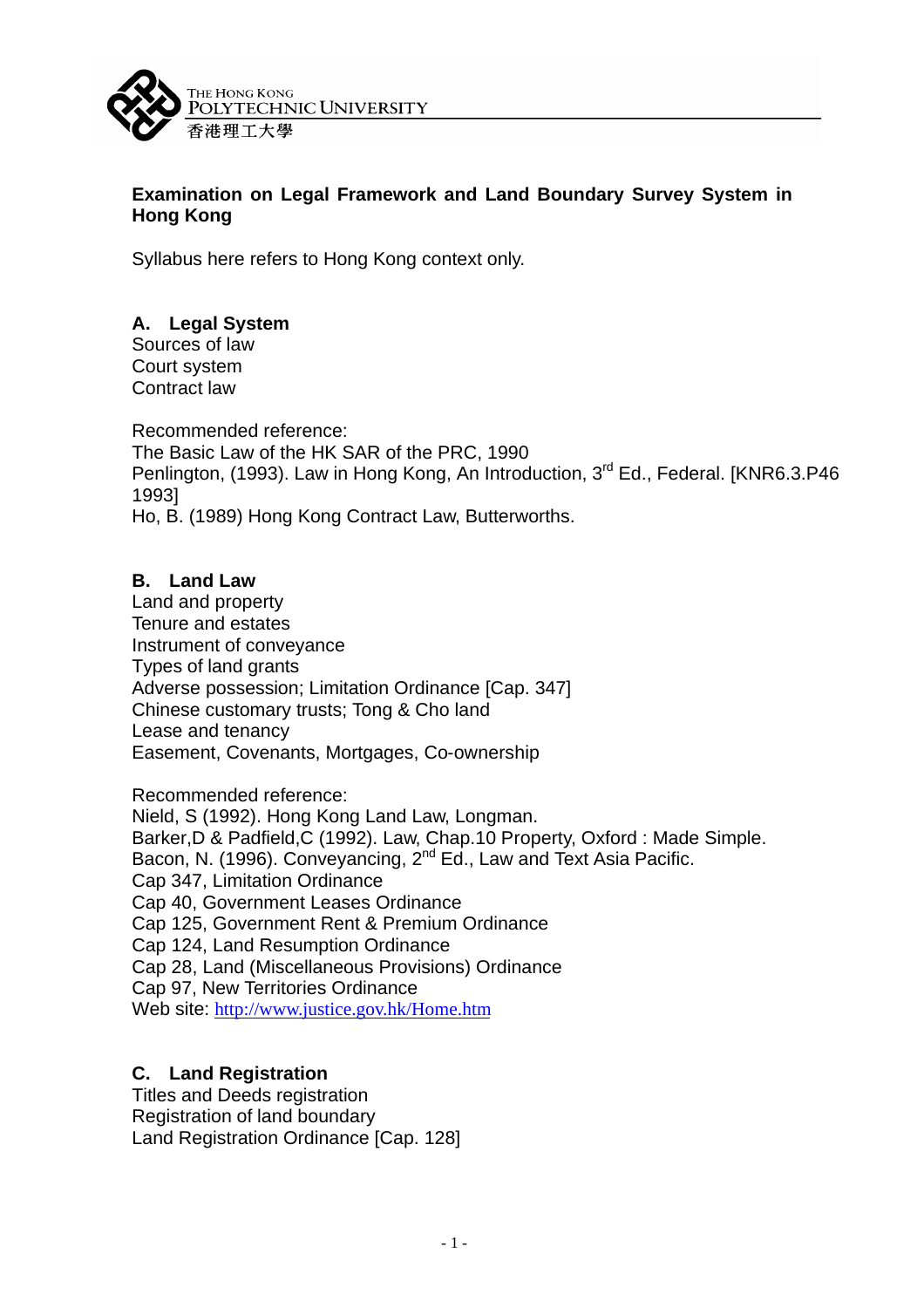The Hong Kong Polytechnic University
香港理工大學

# Examination on Legal Framework and Land Boundary Survey System in Hong Kong

Syllabus here refers to Hong Kong context only.

## A. Legal System

Sources of law
Court system
Contract law

Recommended reference:
The Basic Law of the HK SAR of the PRC, 1990
Penlington, (1993). Law in Hong Kong, An Introduction, 3rd Ed., Federal. [KNR6.3.P46 1993]
Ho, B. (1989) Hong Kong Contract Law, Butterworths.

## B. Land Law

Land and property
Tenure and estates
Instrument of conveyance
Types of land grants
Adverse possession; Limitation Ordinance [Cap. 347]
Chinese customary trusts; Tong & Cho land
Lease and tenancy
Easement, Covenants, Mortgages, Co-ownership

Recommended reference:
Nield, S (1992). Hong Kong Land Law, Longman.
Barker,D & Padfield,C (1992). Law, Chap.10 Property, Oxford : Made Simple.
Bacon, N. (1996). Conveyancing, 2nd Ed., Law and Text Asia Pacific.
Cap 347, Limitation Ordinance
Cap 40, Government Leases Ordinance
Cap 125, Government Rent & Premium Ordinance
Cap 124, Land Resumption Ordinance
Cap 28, Land (Miscellaneous Provisions) Ordinance
Cap 97, New Territories Ordinance
Web site: http://www.justice.gov.hk/Home.htm

## C. Land Registration

Titles and Deeds registration
Registration of land boundary
Land Registration Ordinance [Cap. 128]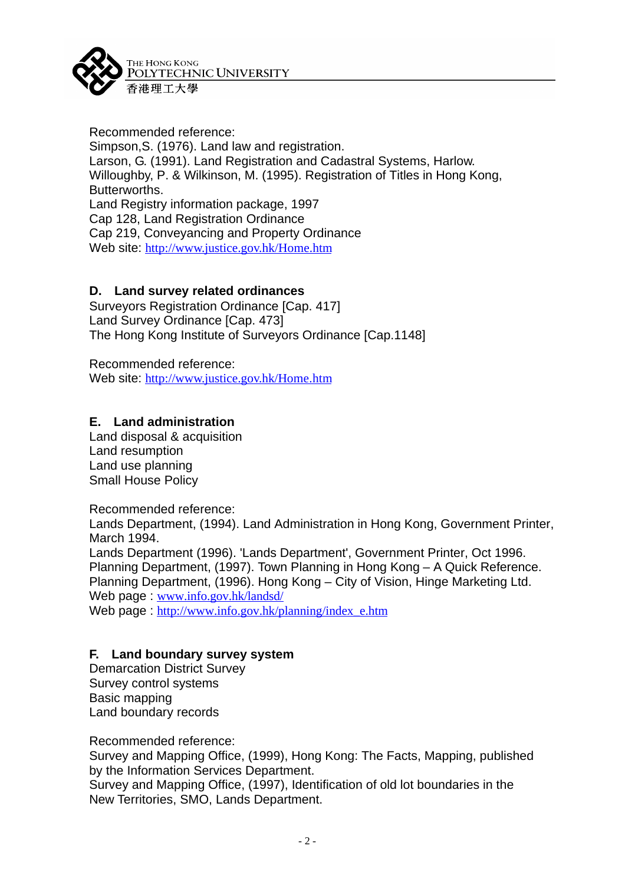Recommended reference:
Simpson,S. (1976). Land law and registration.
Larson, G. (1991). Land Registration and Cadastral Systems, Harlow.
Willoughby, P. & Wilkinson, M. (1995). Registration of Titles in Hong Kong, Butterworths.
Land Registry information package, 1997
Cap 128, Land Registration Ordinance
Cap 219, Conveyancing and Property Ordinance
Web site: http://www.justice.gov.hk/Home.htm

### D. Land survey related ordinances

Surveyors Registration Ordinance [Cap. 417]
Land Survey Ordinance [Cap. 473]
The Hong Kong Institute of Surveyors Ordinance [Cap.1148]

Recommended reference:
Web site: http://www.justice.gov.hk/Home.htm

### E. Land administration

Land disposal & acquisition
Land resumption
Land use planning
Small House Policy

Recommended reference:
Lands Department, (1994). Land Administration in Hong Kong, Government Printer, March 1994.
Lands Department (1996). 'Lands Department', Government Printer, Oct 1996.
Planning Department, (1997). Town Planning in Hong Kong – A Quick Reference.
Planning Department, (1996). Hong Kong – City of Vision, Hinge Marketing Ltd.
Web page : www.info.gov.hk/landsd/
Web page : http://www.info.gov.hk/planning/index_e.htm

### F. Land boundary survey system

Demarcation District Survey
Survey control systems
Basic mapping
Land boundary records

Recommended reference:
Survey and Mapping Office, (1999), Hong Kong: The Facts, Mapping, published by the Information Services Department.
Survey and Mapping Office, (1997), Identification of old lot boundaries in the New Territories, SMO, Lands Department.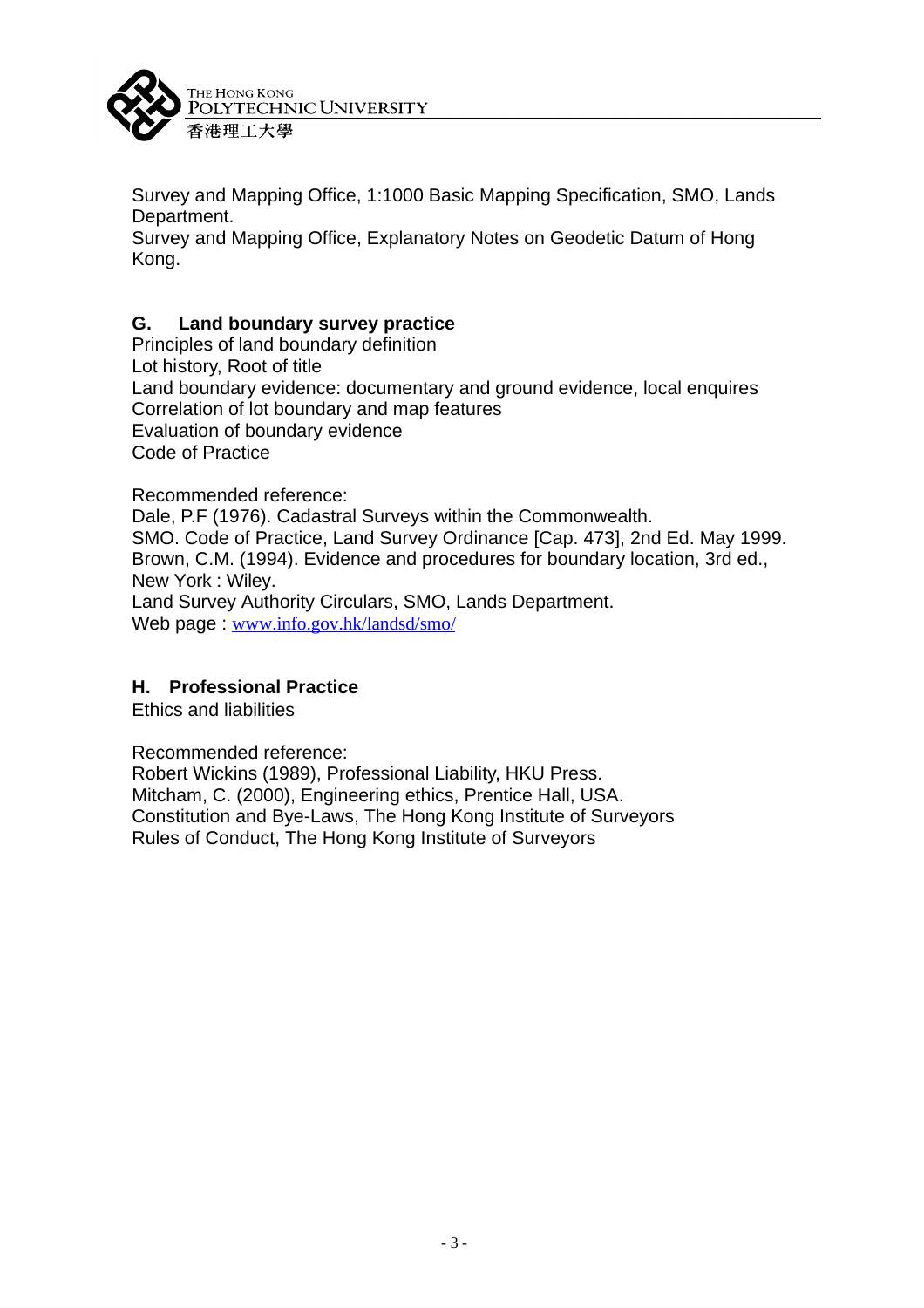Survey and Mapping Office, 1:1000 Basic Mapping Specification, SMO, Lands Department.
Survey and Mapping Office, Explanatory Notes on Geodetic Datum of Hong Kong.

### G. Land boundary survey practice

Principles of land boundary definition
Lot history, Root of title
Land boundary evidence: documentary and ground evidence, local enquires
Correlation of lot boundary and map features
Evaluation of boundary evidence
Code of Practice

Recommended reference:
Dale, P.F (1976). Cadastral Surveys within the Commonwealth.
SMO. Code of Practice, Land Survey Ordinance [Cap. 473], 2nd Ed. May 1999.
Brown, C.M. (1994). Evidence and procedures for boundary location, 3rd ed., New York : Wiley.
Land Survey Authority Circulars, SMO, Lands Department.
Web page : www.info.gov.hk/landsd/smo/

### H. Professional Practice

Ethics and liabilities

Recommended reference:
Robert Wickins (1989), Professional Liability, HKU Press.
Mitcham, C. (2000), Engineering ethics, Prentice Hall, USA.
Constitution and Bye-Laws, The Hong Kong Institute of Surveyors
Rules of Conduct, The Hong Kong Institute of Surveyors